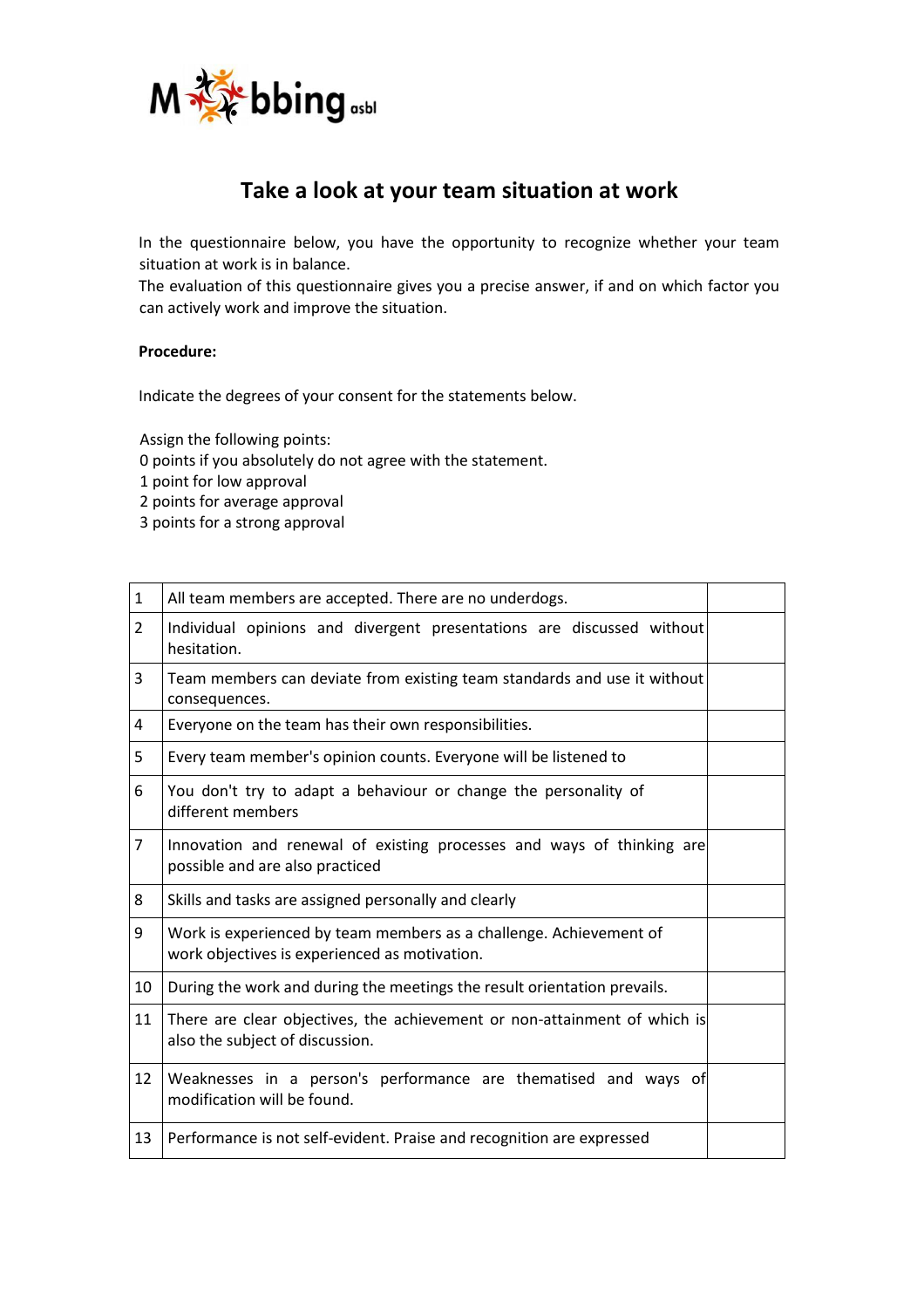M bbing asbl

# Take a look at your team situation at work

In the questionnaire below, you have the opportunity to recognize whether your team situation at work is in balance.
The evaluation of this questionnaire gives you a precise answer, if and on which factor you can actively work and improve the situation.

**Procedure:**

Indicate the degrees of your consent for the statements below.

Assign the following points:
0 points if you absolutely do not agree with the statement.
1 point for low approval
2 points for average approval
3 points for a strong approval

| | | |
|---|---|---|
| 1 | All team members are accepted. There are no underdogs. | |
| 2 | Individual opinions and divergent presentations are discussed without hesitation. | |
| 3 | Team members can deviate from existing team standards and use it without consequences. | |
| 4 | Everyone on the team has their own responsibilities. | |
| 5 | Every team member's opinion counts. Everyone will be listened to | |
| 6 | You don't try to adapt a behaviour or change the personality of different members | |
| 7 | Innovation and renewal of existing processes and ways of thinking are possible and are also practiced | |
| 8 | Skills and tasks are assigned personally and clearly | |
| 9 | Work is experienced by team members as a challenge. Achievement of work objectives is experienced as motivation. | |
| 10 | During the work and during the meetings the result orientation prevails. | |
| 11 | There are clear objectives, the achievement or non-attainment of which is also the subject of discussion. | |
| 12 | Weaknesses in a person's performance are thematised and ways of modification will be found. | |
| 13 | Performance is not self-evident. Praise and recognition are expressed | |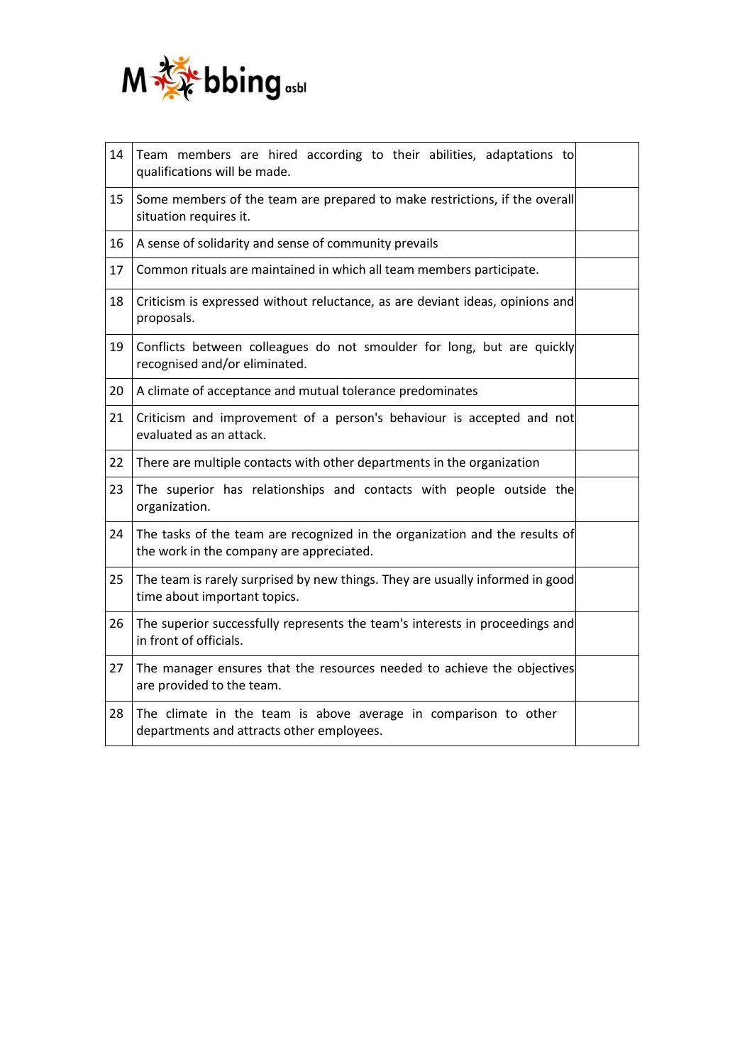| | | |
|---|---|---|
| 14 | Team members are hired according to their abilities, adaptations to qualifications will be made. | |
| 15 | Some members of the team are prepared to make restrictions, if the overall situation requires it. | |
| 16 | A sense of solidarity and sense of community prevails | |
| 17 | Common rituals are maintained in which all team members participate. | |
| 18 | Criticism is expressed without reluctance, as are deviant ideas, opinions and proposals. | |
| 19 | Conflicts between colleagues do not smoulder for long, but are quickly recognised and/or eliminated. | |
| 20 | A climate of acceptance and mutual tolerance predominates | |
| 21 | Criticism and improvement of a person's behaviour is accepted and not evaluated as an attack. | |
| 22 | There are multiple contacts with other departments in the organization | |
| 23 | The superior has relationships and contacts with people outside the organization. | |
| 24 | The tasks of the team are recognized in the organization and the results of the work in the company are appreciated. | |
| 25 | The team is rarely surprised by new things. They are usually informed in good time about important topics. | |
| 26 | The superior successfully represents the team's interests in proceedings and in front of officials. | |
| 27 | The manager ensures that the resources needed to achieve the objectives are provided to the team. | |
| 28 | The climate in the team is above average in comparison to other departments and attracts other employees. | |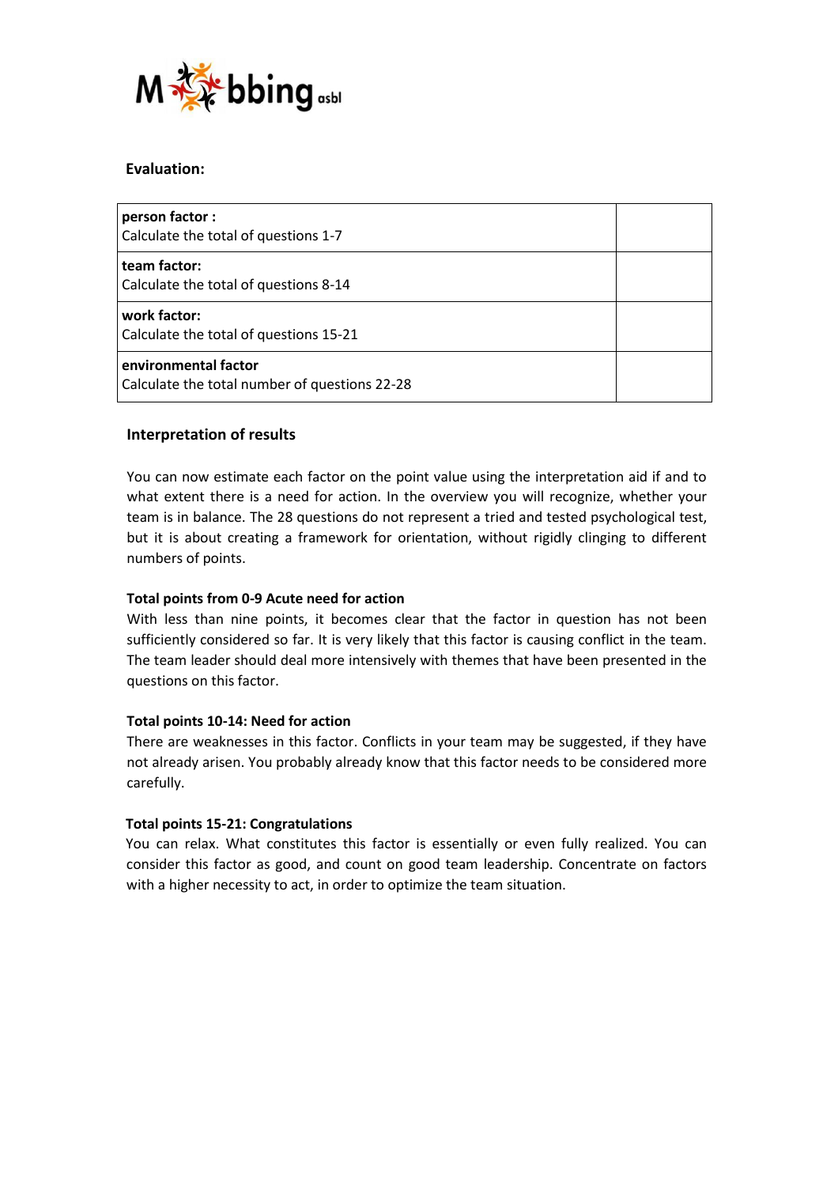M bbing asbl

**Evaluation:**

| | |
|---|---|
| **person factor :** Calculate the total of questions 1-7 | |
| **team factor:** Calculate the total of questions 8-14 | |
| **work factor:** Calculate the total of questions 15-21 | |
| **environmental factor** Calculate the total number of questions 22-28 | |

## Interpretation of results

You can now estimate each factor on the point value using the interpretation aid if and to what extent there is a need for action. In the overview you will recognize, whether your team is in balance. The 28 questions do not represent a tried and tested psychological test, but it is about creating a framework for orientation, without rigidly clinging to different numbers of points.

**Total points from 0-9 Acute need for action**

With less than nine points, it becomes clear that the factor in question has not been sufficiently considered so far. It is very likely that this factor is causing conflict in the team. The team leader should deal more intensively with themes that have been presented in the questions on this factor.

**Total points 10-14: Need for action**

There are weaknesses in this factor. Conflicts in your team may be suggested, if they have not already arisen. You probably already know that this factor needs to be considered more carefully.

**Total points 15-21: Congratulations**

You can relax. What constitutes this factor is essentially or even fully realized. You can consider this factor as good, and count on good team leadership. Concentrate on factors with a higher necessity to act, in order to optimize the team situation.